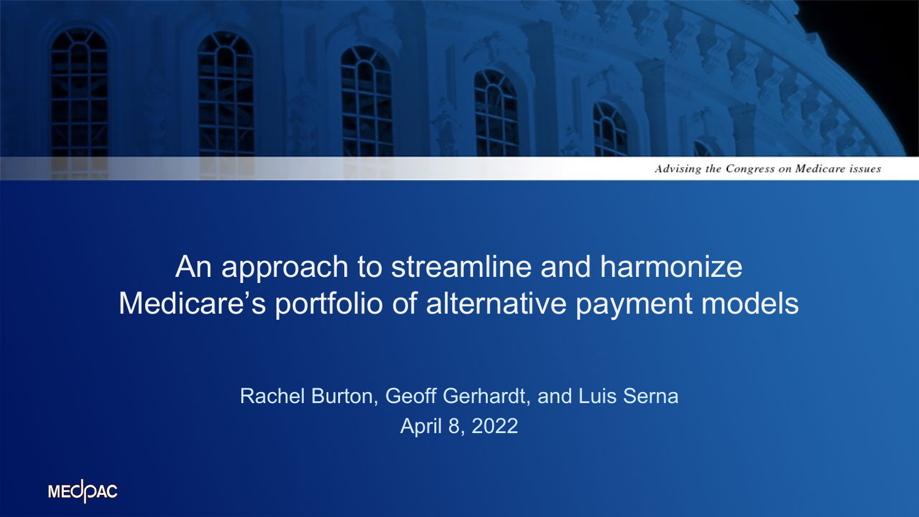Advising the Congress on Medicare issues

# An approach to streamline and harmonize Medicare's portfolio of alternative payment models

Rachel Burton, Geoff Gerhardt, and Luis Serna

April 8, 2022

MEDPAC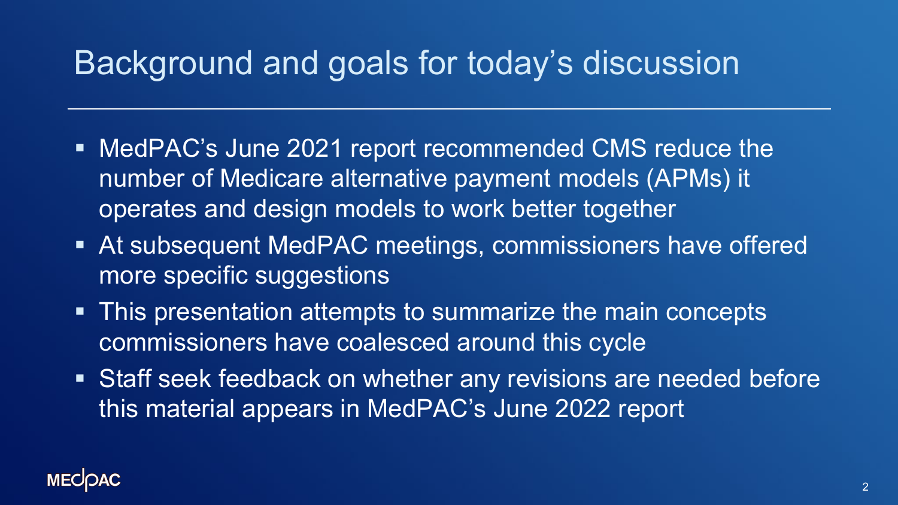# Background and goals for today's discussion

- MedPAC's June 2021 report recommended CMS reduce the number of Medicare alternative payment models (APMs) it operates and design models to work better together
- At subsequent MedPAC meetings, commissioners have offered more specific suggestions
- This presentation attempts to summarize the main concepts commissioners have coalesced around this cycle
- Staff seek feedback on whether any revisions are needed before this material appears in MedPAC's June 2022 report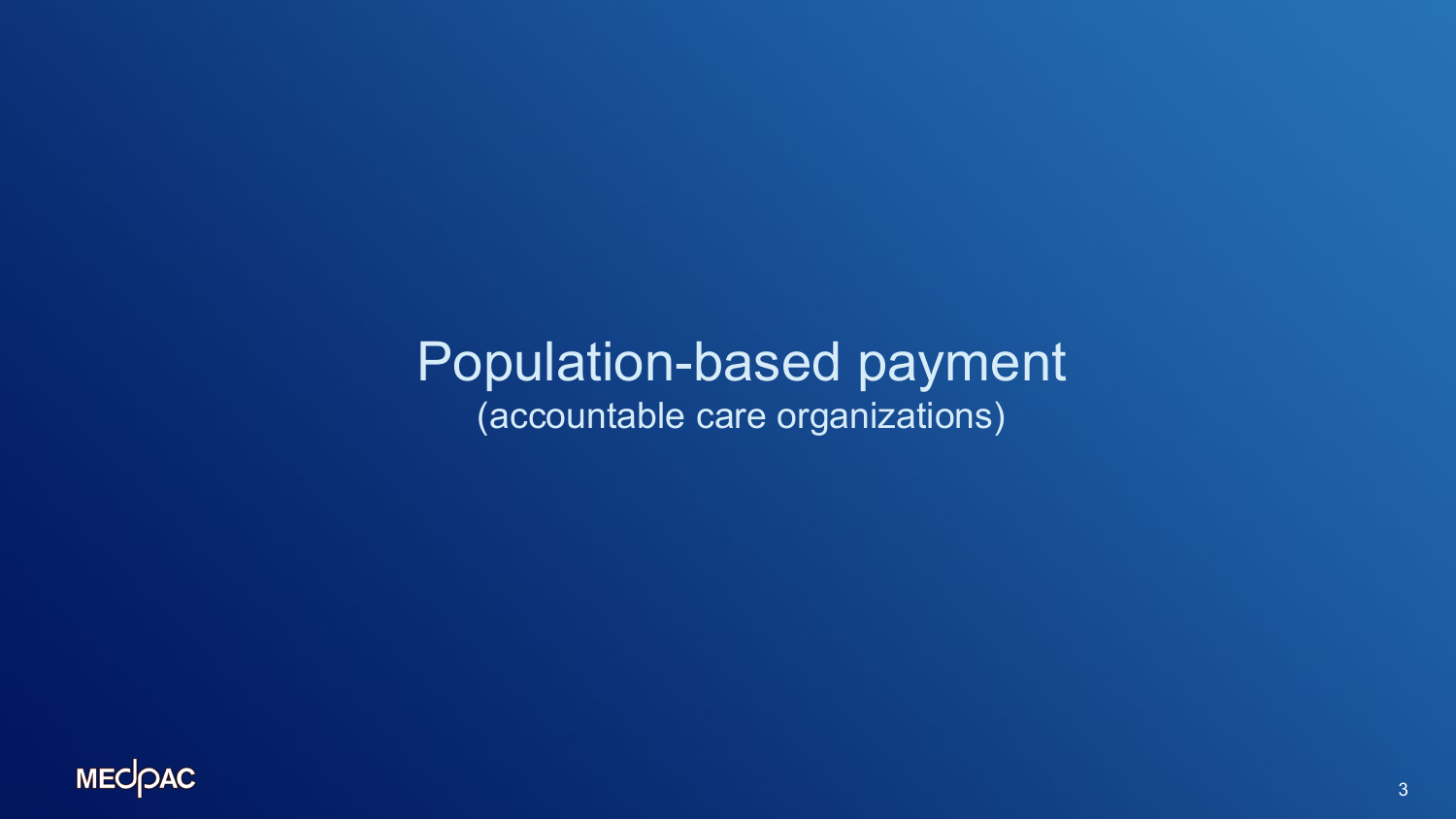# Population-based payment

(accountable care organizations)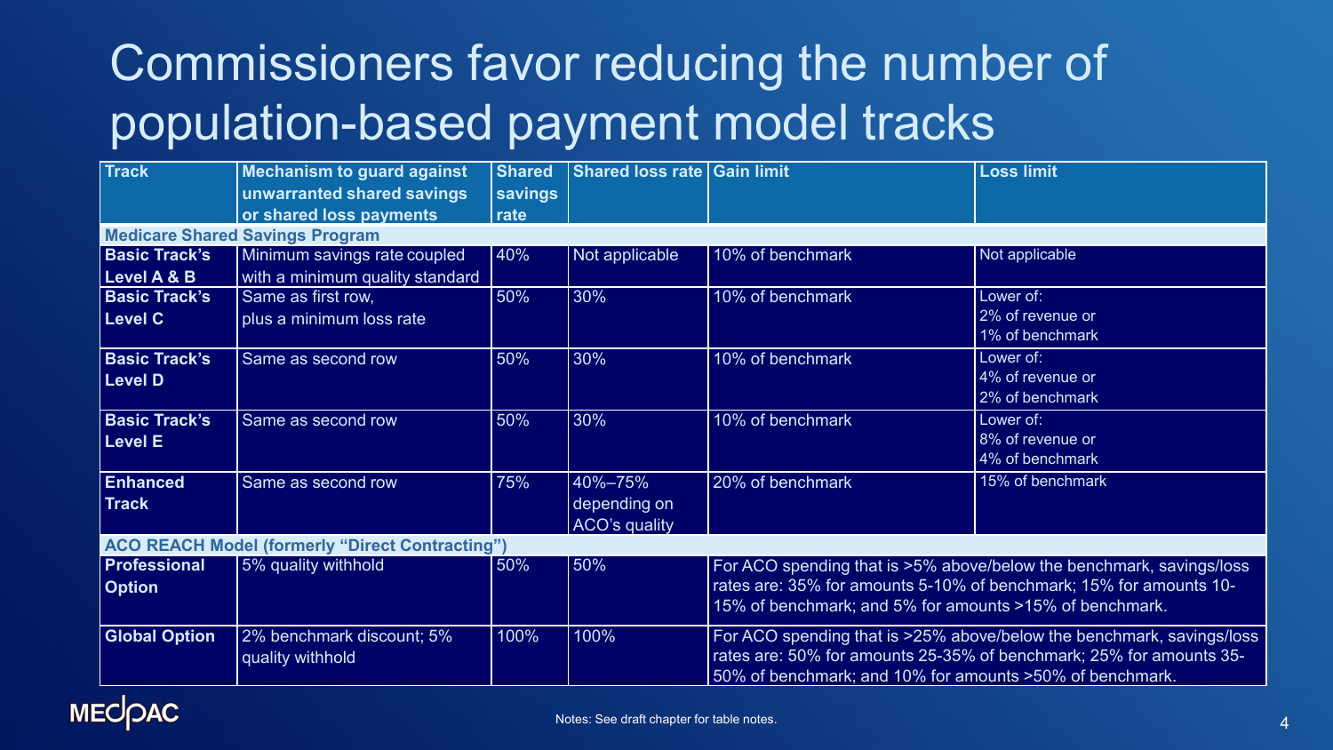# Commissioners favor reducing the number of population-based payment model tracks

| Track | Mechanism to guard against unwarranted shared savings or shared loss payments | Shared savings rate | Shared loss rate | Gain limit | Loss limit |
|---|---|---|---|---|---|
| **Medicare Shared Savings Program** | | | | | |
| **Basic Track's Level A & B** | Minimum savings rate coupled with a minimum quality standard | 40% | Not applicable | 10% of benchmark | Not applicable |
| **Basic Track's Level C** | Same as first row, plus a minimum loss rate | 50% | 30% | 10% of benchmark | Lower of: 2% of revenue or 1% of benchmark |
| **Basic Track's Level D** | Same as second row | 50% | 30% | 10% of benchmark | Lower of: 4% of revenue or 2% of benchmark |
| **Basic Track's Level E** | Same as second row | 50% | 30% | 10% of benchmark | Lower of: 8% of revenue or 4% of benchmark |
| **Enhanced Track** | Same as second row | 75% | 40%–75% depending on ACO's quality | 20% of benchmark | 15% of benchmark |
| **ACO REACH Model (formerly "Direct Contracting")** | | | | | |
| **Professional Option** | 5% quality withhold | 50% | 50% | For ACO spending that is >5% above/below the benchmark, savings/loss rates are: 35% for amounts 5-10% of benchmark; 15% for amounts 10-15% of benchmark; and 5% for amounts >15% of benchmark. | |
| **Global Option** | 2% benchmark discount; 5% quality withhold | 100% | 100% | For ACO spending that is >25% above/below the benchmark, savings/loss rates are: 50% for amounts 25-35% of benchmark; 25% for amounts 35-50% of benchmark; and 10% for amounts >50% of benchmark. | |

Notes: See draft chapter for table notes.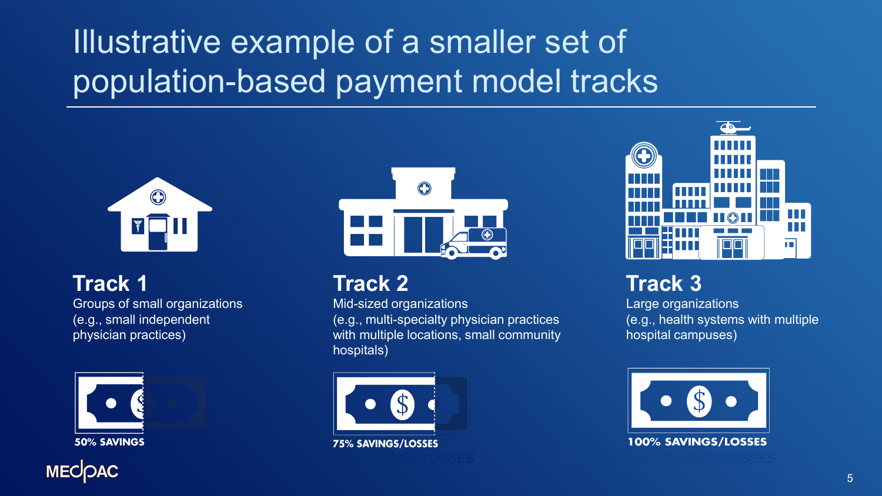# Illustrative example of a smaller set of population-based payment model tracks

### Track 1

Groups of small organizations (e.g., small independent physician practices)

**50% SAVINGS**

### Track 2

Mid-sized organizations (e.g., multi-specialty physician practices with multiple locations, small community hospitals)

**75% SAVINGS/LOSSES**

### Track 3

Large organizations (e.g., health systems with multiple hospital campuses)

**100% SAVINGS/LOSSES**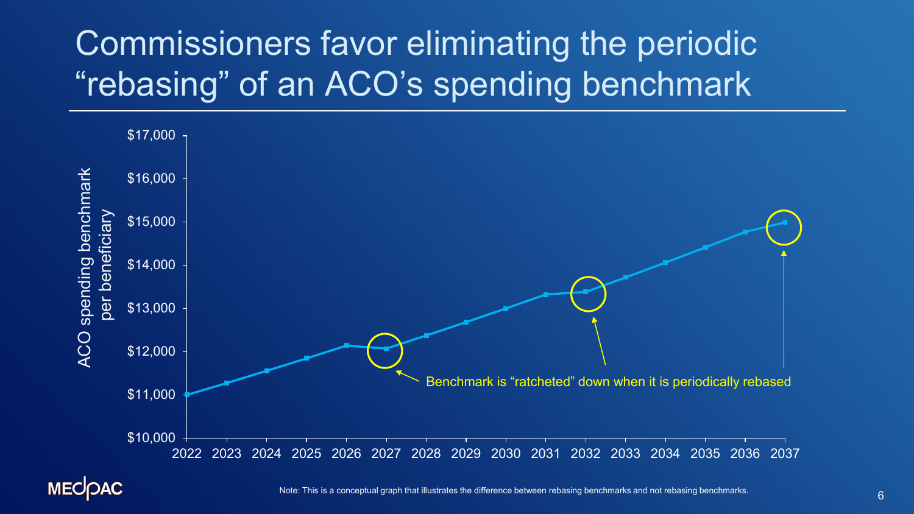# Commissioners favor eliminating the periodic "rebasing" of an ACO's spending benchmark

ACO spending benchmark per beneficiary

$17,000
$16,000
$15,000
$14,000
$13,000
$12,000
$11,000
$10,000

2022 2023 2024 2025 2026 2027 2028 2029 2030 2031 2032 2033 2034 2035 2036 2037

Benchmark is "ratcheted" down when it is periodically rebased

Note: This is a conceptual graph that illustrates the difference between rebasing benchmarks and not rebasing benchmarks.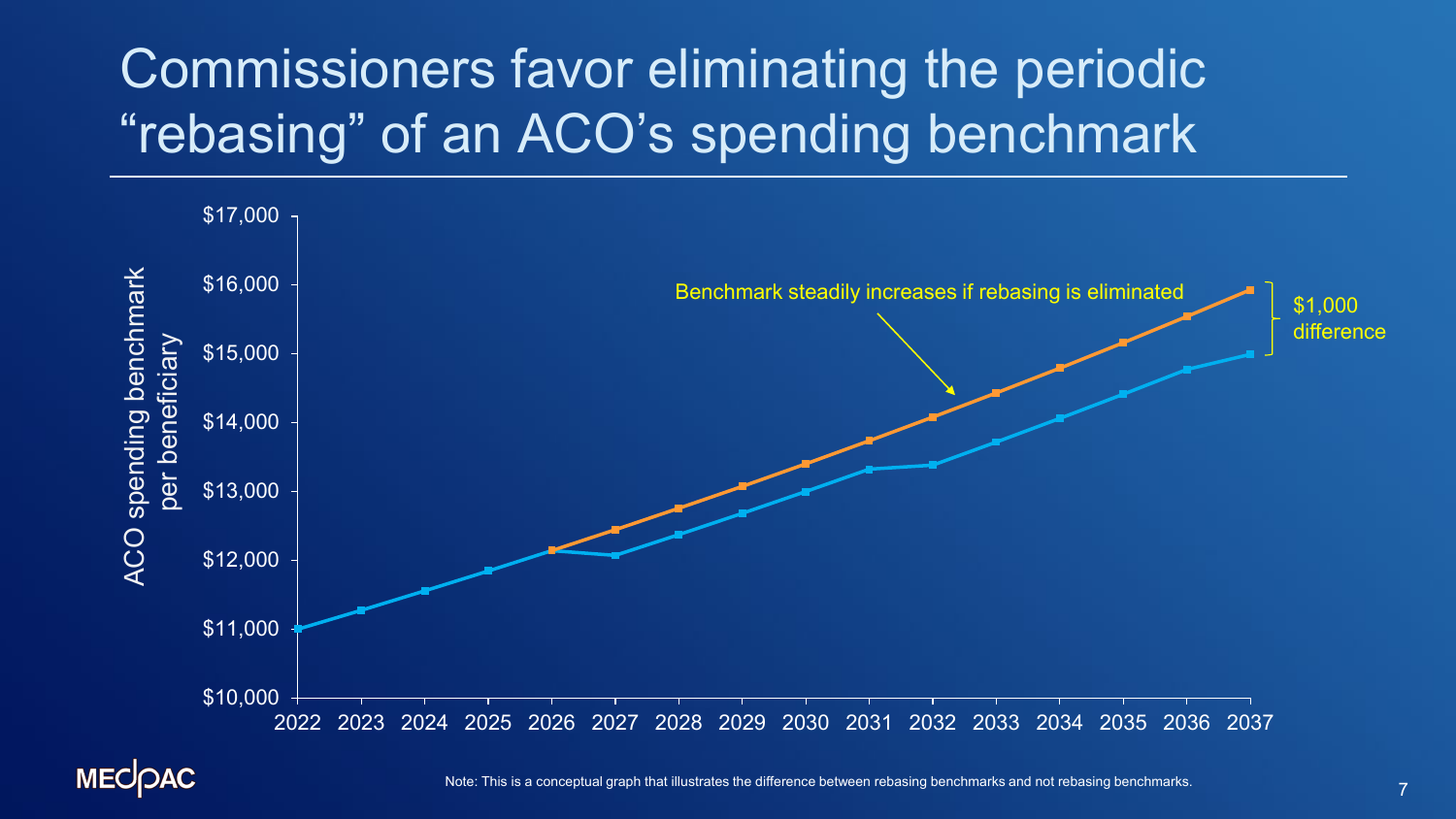# Commissioners favor eliminating the periodic "rebasing" of an ACO's spending benchmark

ACO spending benchmark per beneficiary

$17,000
$16,000
$15,000
$14,000
$13,000
$12,000
$11,000
$10,000

2022 2023 2024 2025 2026 2027 2028 2029 2030 2031 2032 2033 2034 2035 2036 2037

Benchmark steadily increases if rebasing is eliminated

$1,000 difference

Note: This is a conceptual graph that illustrates the difference between rebasing benchmarks and not rebasing benchmarks.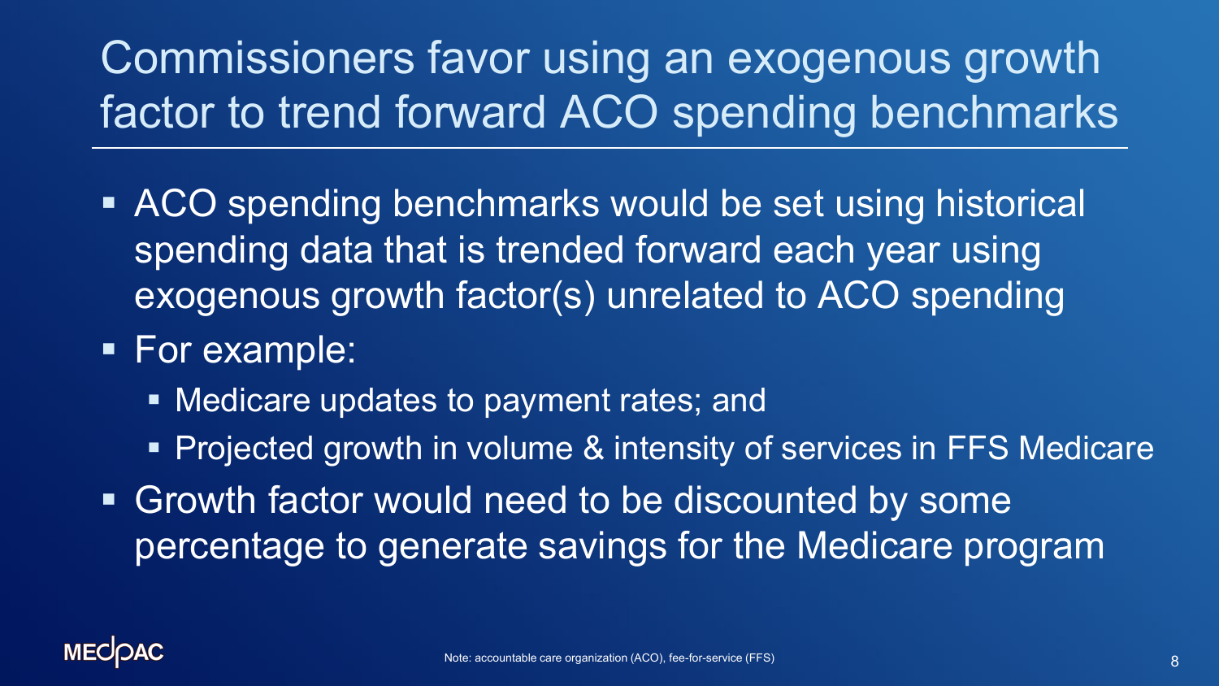# Commissioners favor using an exogenous growth factor to trend forward ACO spending benchmarks

- ACO spending benchmarks would be set using historical spending data that is trended forward each year using exogenous growth factor(s) unrelated to ACO spending
- For example:
  - Medicare updates to payment rates; and
  - Projected growth in volume & intensity of services in FFS Medicare
- Growth factor would need to be discounted by some percentage to generate savings for the Medicare program

Note: accountable care organization (ACO), fee-for-service (FFS)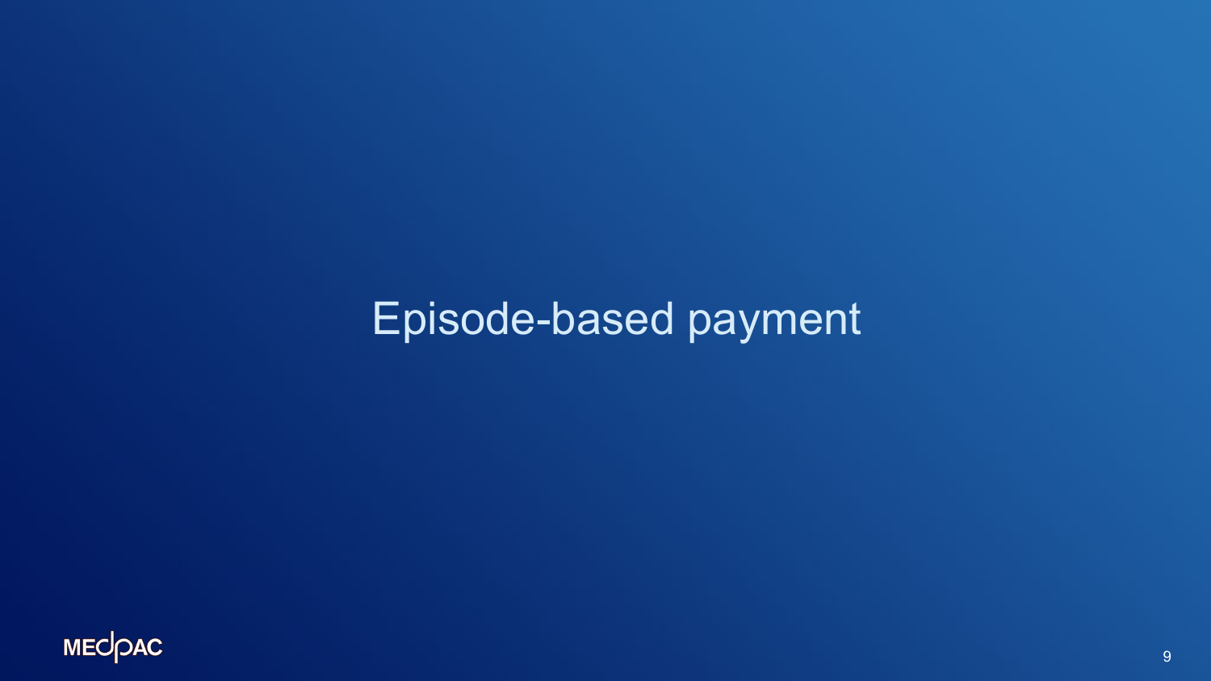# Episode-based payment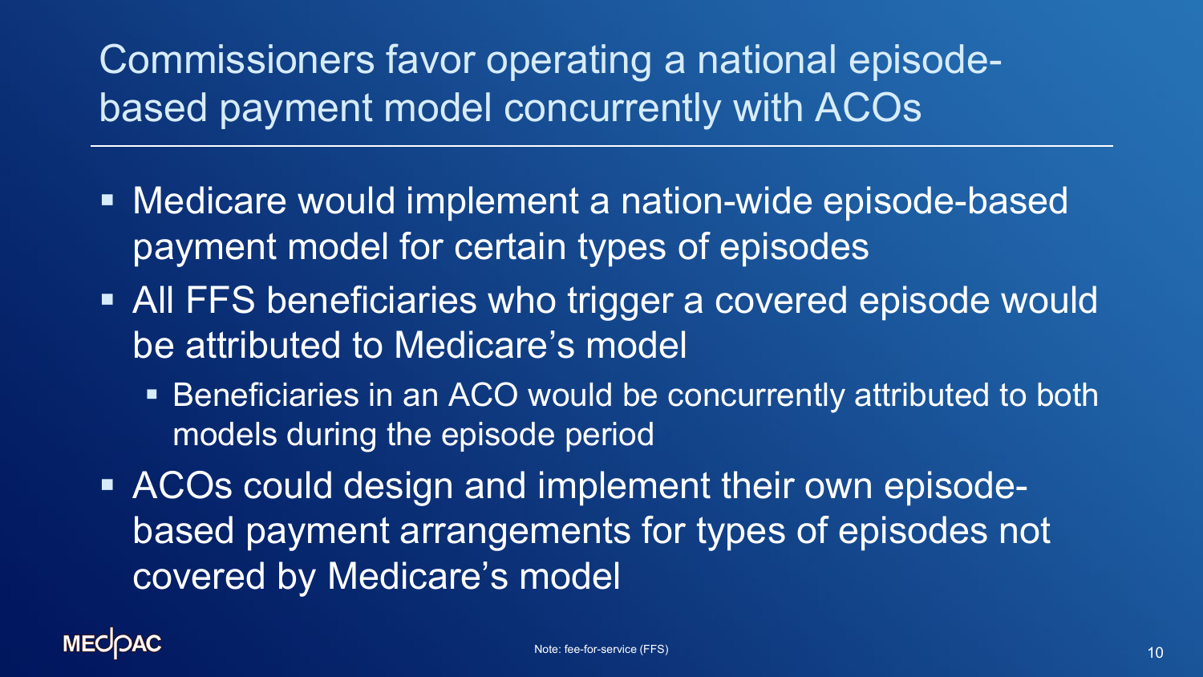# Commissioners favor operating a national episode-based payment model concurrently with ACOs

- Medicare would implement a nation-wide episode-based payment model for certain types of episodes
- All FFS beneficiaries who trigger a covered episode would be attributed to Medicare's model
  - Beneficiaries in an ACO would be concurrently attributed to both models during the episode period
- ACOs could design and implement their own episode-based payment arrangements for types of episodes not covered by Medicare's model

Note: fee-for-service (FFS)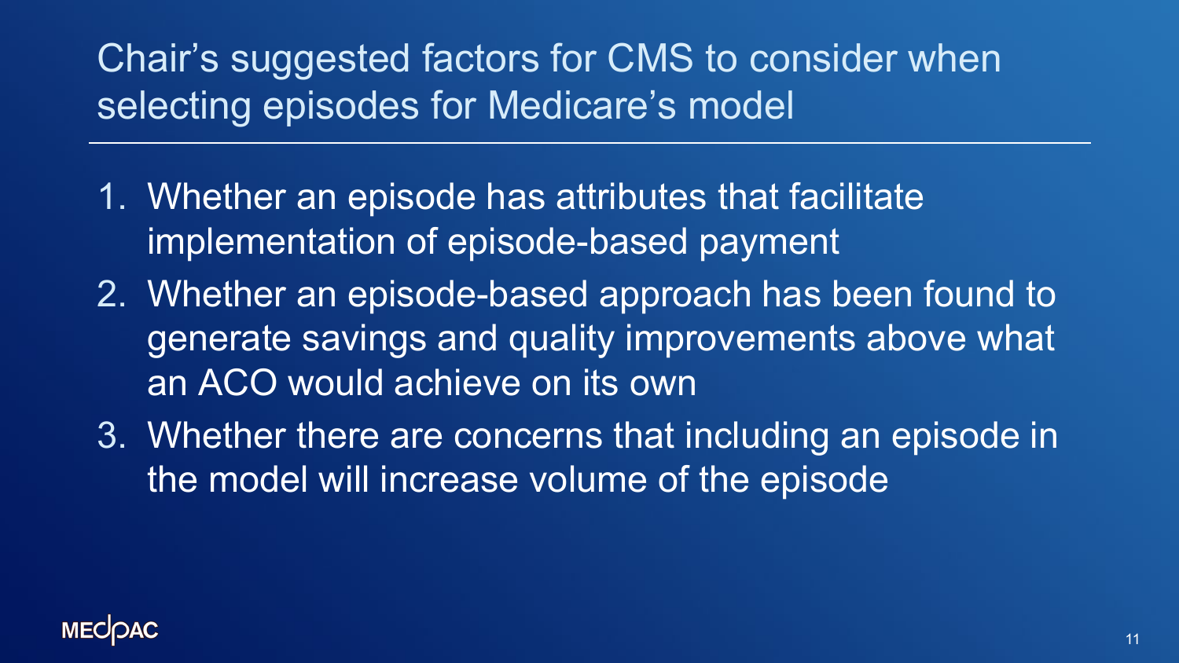# Chair's suggested factors for CMS to consider when selecting episodes for Medicare's model

1. Whether an episode has attributes that facilitate implementation of episode-based payment
2. Whether an episode-based approach has been found to generate savings and quality improvements above what an ACO would achieve on its own
3. Whether there are concerns that including an episode in the model will increase volume of the episode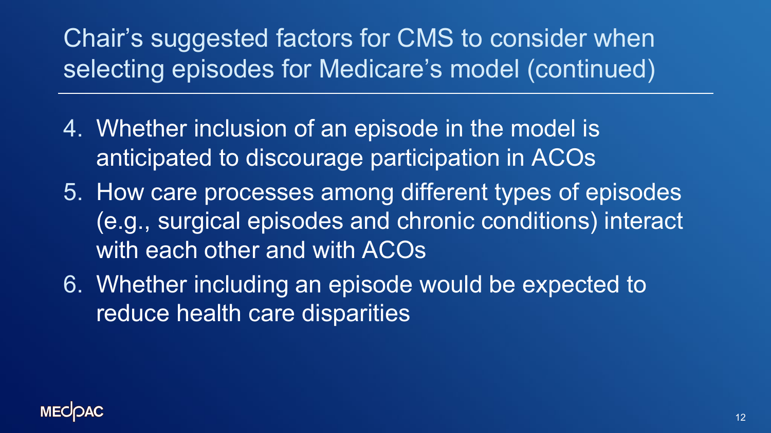# Chair's suggested factors for CMS to consider when selecting episodes for Medicare's model (continued)

4. Whether inclusion of an episode in the model is anticipated to discourage participation in ACOs
5. How care processes among different types of episodes (e.g., surgical episodes and chronic conditions) interact with each other and with ACOs
6. Whether including an episode would be expected to reduce health care disparities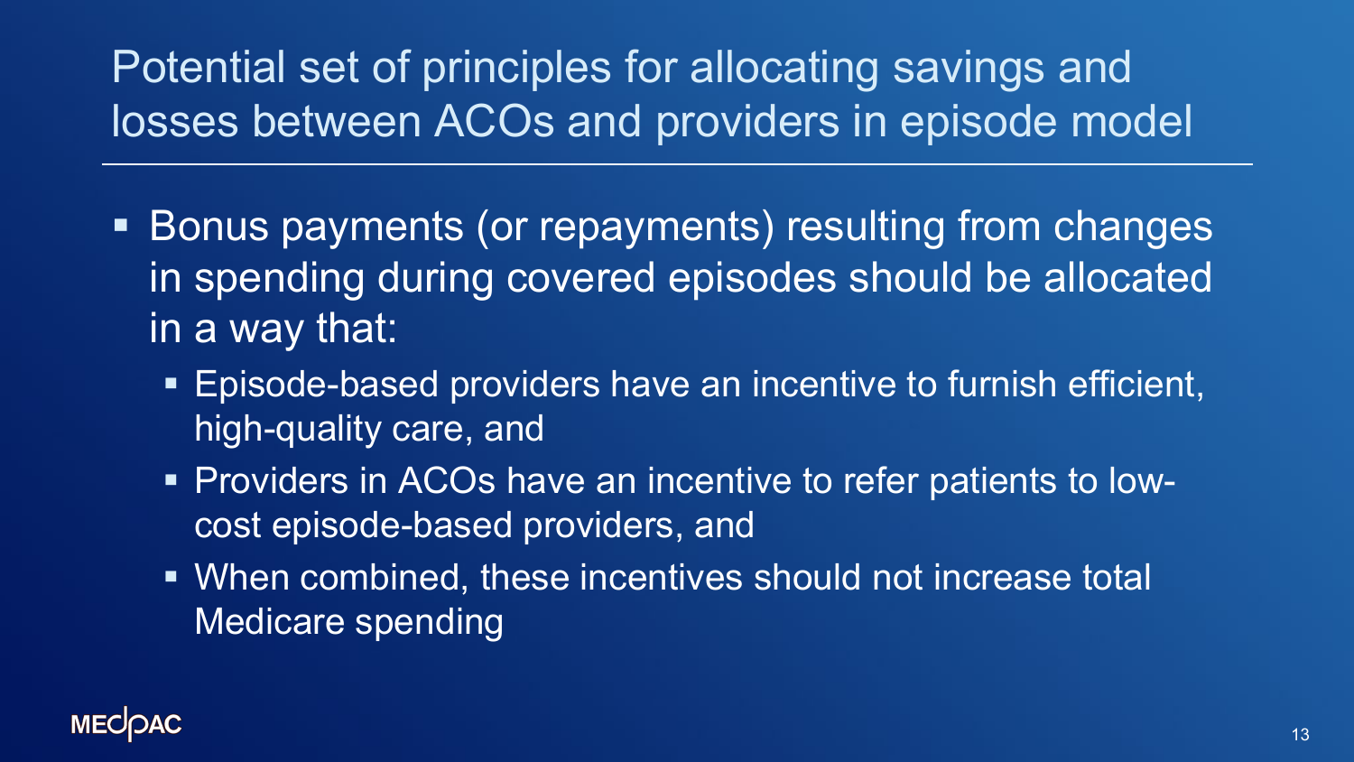# Potential set of principles for allocating savings and losses between ACOs and providers in episode model

- Bonus payments (or repayments) resulting from changes in spending during covered episodes should be allocated in a way that:
  - Episode-based providers have an incentive to furnish efficient, high-quality care, and
  - Providers in ACOs have an incentive to refer patients to low-cost episode-based providers, and
  - When combined, these incentives should not increase total Medicare spending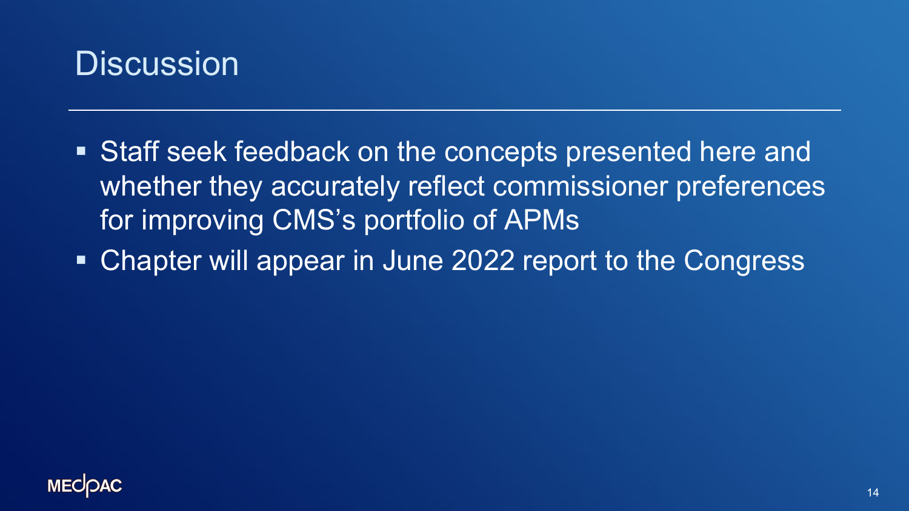# Discussion

- Staff seek feedback on the concepts presented here and whether they accurately reflect commissioner preferences for improving CMS's portfolio of APMs
- Chapter will appear in June 2022 report to the Congress